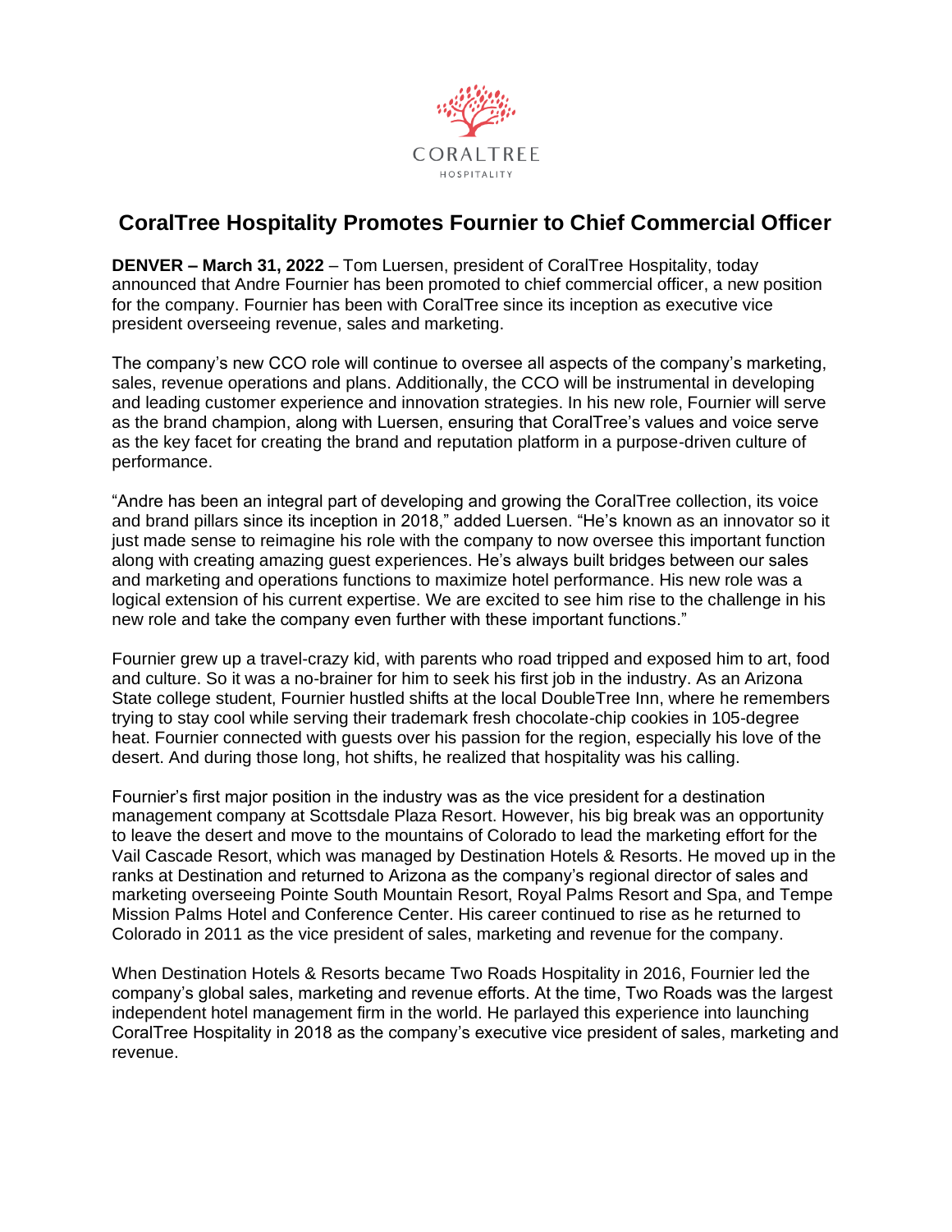CORALTREE

HOSPITALITY

# CoralTree Hospitality Promotes Fournier to Chief Commercial Officer

**DENVER – March 31, 2022** – Tom Luersen, president of CoralTree Hospitality, today announced that Andre Fournier has been promoted to chief commercial officer, a new position for the company. Fournier has been with CoralTree since its inception as executive vice president overseeing revenue, sales and marketing.

The company's new CCO role will continue to oversee all aspects of the company's marketing, sales, revenue operations and plans. Additionally, the CCO will be instrumental in developing and leading customer experience and innovation strategies. In his new role, Fournier will serve as the brand champion, along with Luersen, ensuring that CoralTree's values and voice serve as the key facet for creating the brand and reputation platform in a purpose-driven culture of performance.

"Andre has been an integral part of developing and growing the CoralTree collection, its voice and brand pillars since its inception in 2018," added Luersen. "He's known as an innovator so it just made sense to reimagine his role with the company to now oversee this important function along with creating amazing guest experiences. He's always built bridges between our sales and marketing and operations functions to maximize hotel performance. His new role was a logical extension of his current expertise. We are excited to see him rise to the challenge in his new role and take the company even further with these important functions."

Fournier grew up a travel-crazy kid, with parents who road tripped and exposed him to art, food and culture. So it was a no-brainer for him to seek his first job in the industry. As an Arizona State college student, Fournier hustled shifts at the local DoubleTree Inn, where he remembers trying to stay cool while serving their trademark fresh chocolate-chip cookies in 105-degree heat. Fournier connected with guests over his passion for the region, especially his love of the desert. And during those long, hot shifts, he realized that hospitality was his calling.

Fournier's first major position in the industry was as the vice president for a destination management company at Scottsdale Plaza Resort. However, his big break was an opportunity to leave the desert and move to the mountains of Colorado to lead the marketing effort for the Vail Cascade Resort, which was managed by Destination Hotels & Resorts. He moved up in the ranks at Destination and returned to Arizona as the company's regional director of sales and marketing overseeing Pointe South Mountain Resort, Royal Palms Resort and Spa, and Tempe Mission Palms Hotel and Conference Center. His career continued to rise as he returned to Colorado in 2011 as the vice president of sales, marketing and revenue for the company.

When Destination Hotels & Resorts became Two Roads Hospitality in 2016, Fournier led the company's global sales, marketing and revenue efforts. At the time, Two Roads was the largest independent hotel management firm in the world. He parlayed this experience into launching CoralTree Hospitality in 2018 as the company's executive vice president of sales, marketing and revenue.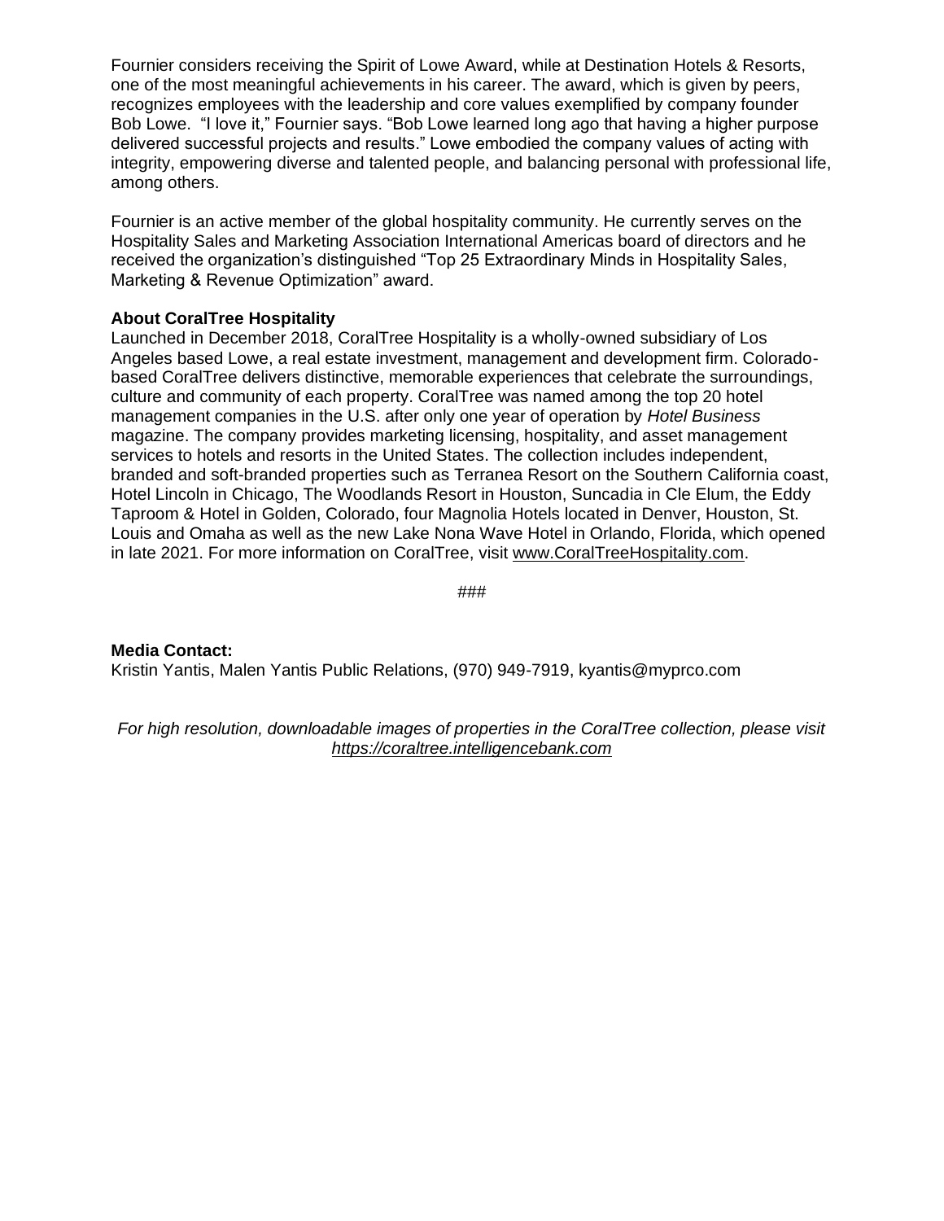Fournier considers receiving the Spirit of Lowe Award, while at Destination Hotels & Resorts, one of the most meaningful achievements in his career. The award, which is given by peers, recognizes employees with the leadership and core values exemplified by company founder Bob Lowe. "I love it," Fournier says. "Bob Lowe learned long ago that having a higher purpose delivered successful projects and results." Lowe embodied the company values of acting with integrity, empowering diverse and talented people, and balancing personal with professional life, among others.

Fournier is an active member of the global hospitality community. He currently serves on the Hospitality Sales and Marketing Association International Americas board of directors and he received the organization's distinguished "Top 25 Extraordinary Minds in Hospitality Sales, Marketing & Revenue Optimization" award.

**About CoralTree Hospitality**

Launched in December 2018, CoralTree Hospitality is a wholly-owned subsidiary of Los Angeles based Lowe, a real estate investment, management and development firm. Colorado-based CoralTree delivers distinctive, memorable experiences that celebrate the surroundings, culture and community of each property. CoralTree was named among the top 20 hotel management companies in the U.S. after only one year of operation by *Hotel Business* magazine. The company provides marketing licensing, hospitality, and asset management services to hotels and resorts in the United States. The collection includes independent, branded and soft-branded properties such as Terranea Resort on the Southern California coast, Hotel Lincoln in Chicago, The Woodlands Resort in Houston, Suncadia in Cle Elum, the Eddy Taproom & Hotel in Golden, Colorado, four Magnolia Hotels located in Denver, Houston, St. Louis and Omaha as well as the new Lake Nona Wave Hotel in Orlando, Florida, which opened in late 2021. For more information on CoralTree, visit www.CoralTreeHospitality.com.

###

**Media Contact:**

Kristin Yantis, Malen Yantis Public Relations, (970) 949-7919, kyantis@myprco.com

*For high resolution, downloadable images of properties in the CoralTree collection, please visit https://coraltree.intelligencebank.com*